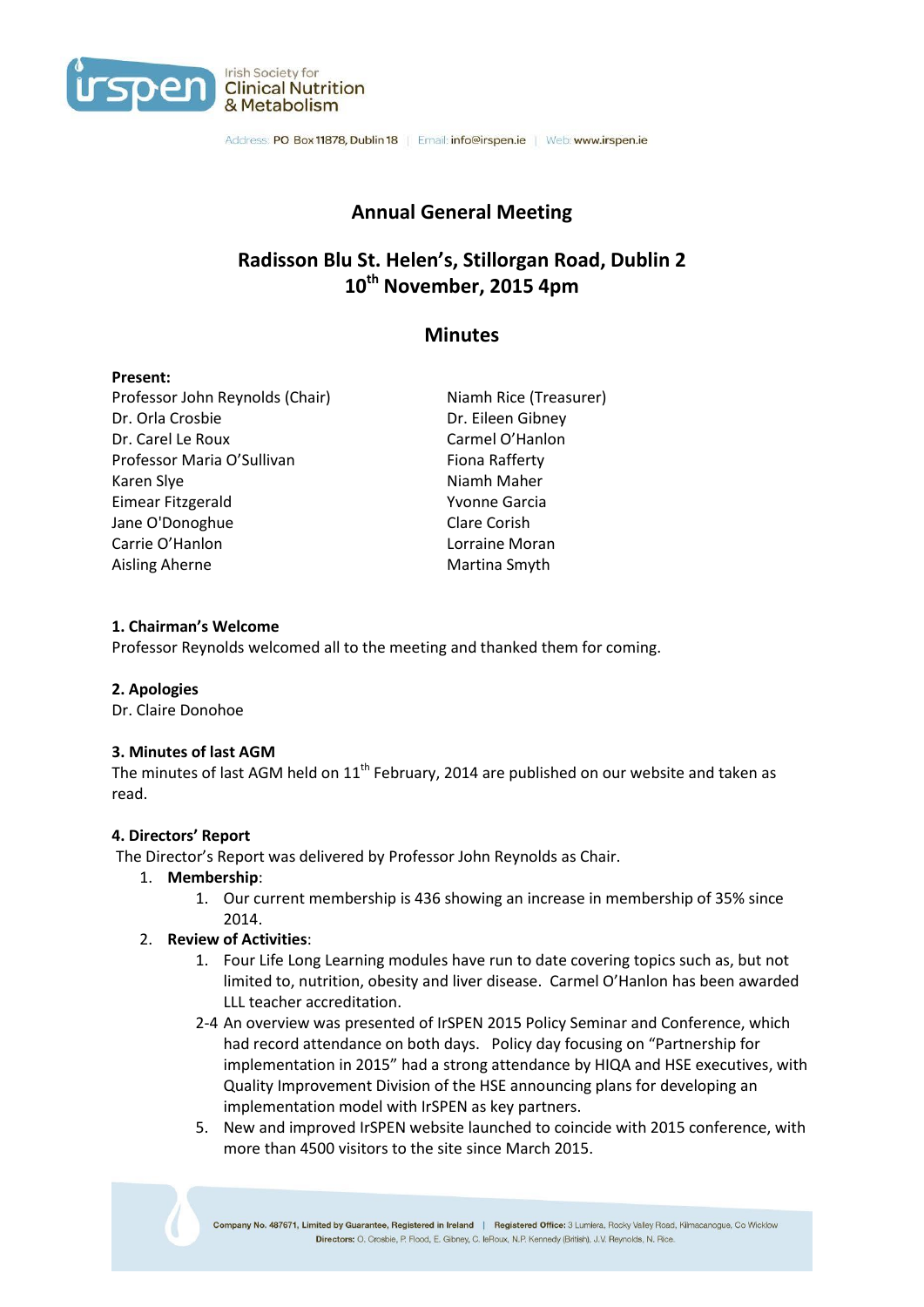Irish Society for Clinical Nutrition & Metabolism

Address: PO Box 11878, Dublin 18 | Email: info@irspen.ie | Web: www.irspen.ie

# Annual General Meeting

## Radisson Blu St. Helen's, Stillorgan Road, Dublin 2
## 10th November, 2015 4pm

## Minutes

**Present:**

Professor John Reynolds (Chair)
Dr. Orla Crosbie
Dr. Carel Le Roux
Professor Maria O'Sullivan
Karen Slye
Eimear Fitzgerald
Jane O'Donoghue
Carrie O'Hanlon
Aisling Aherne
Niamh Rice (Treasurer)
Dr. Eileen Gibney
Carmel O'Hanlon
Fiona Rafferty
Niamh Maher
Yvonne Garcia
Clare Corish
Lorraine Moran
Martina Smyth

**1. Chairman's Welcome**

Professor Reynolds welcomed all to the meeting and thanked them for coming.

**2. Apologies**

Dr. Claire Donohoe

**3. Minutes of last AGM**

The minutes of last AGM held on 11th February, 2014 are published on our website and taken as read.

**4. Directors' Report**

The Director's Report was delivered by Professor John Reynolds as Chair.

1. **Membership**:
   1. Our current membership is 436 showing an increase in membership of 35% since 2014.
2. **Review of Activities**:
   1. Four Life Long Learning modules have run to date covering topics such as, but not limited to, nutrition, obesity and liver disease. Carmel O'Hanlon has been awarded LLL teacher accreditation.

   2-4 An overview was presented of IrSPEN 2015 Policy Seminar and Conference, which had record attendance on both days. Policy day focusing on "Partnership for implementation in 2015" had a strong attendance by HIQA and HSE executives, with Quality Improvement Division of the HSE announcing plans for developing an implementation model with IrSPEN as key partners.

   5. New and improved IrSPEN website launched to coincide with 2015 conference, with more than 4500 visitors to the site since March 2015.

Company No. 487671, Limited by Guarantee, Registered in Ireland | Registered Office: 3 Lumiera, Rocky Valley Road, Kilmacanogue, Co Wicklow
Directors: O. Crosbie, P. Flood, E. Gibney, C. leRoux, N.P. Kennedy (British), J.V. Reynolds, N. Rice.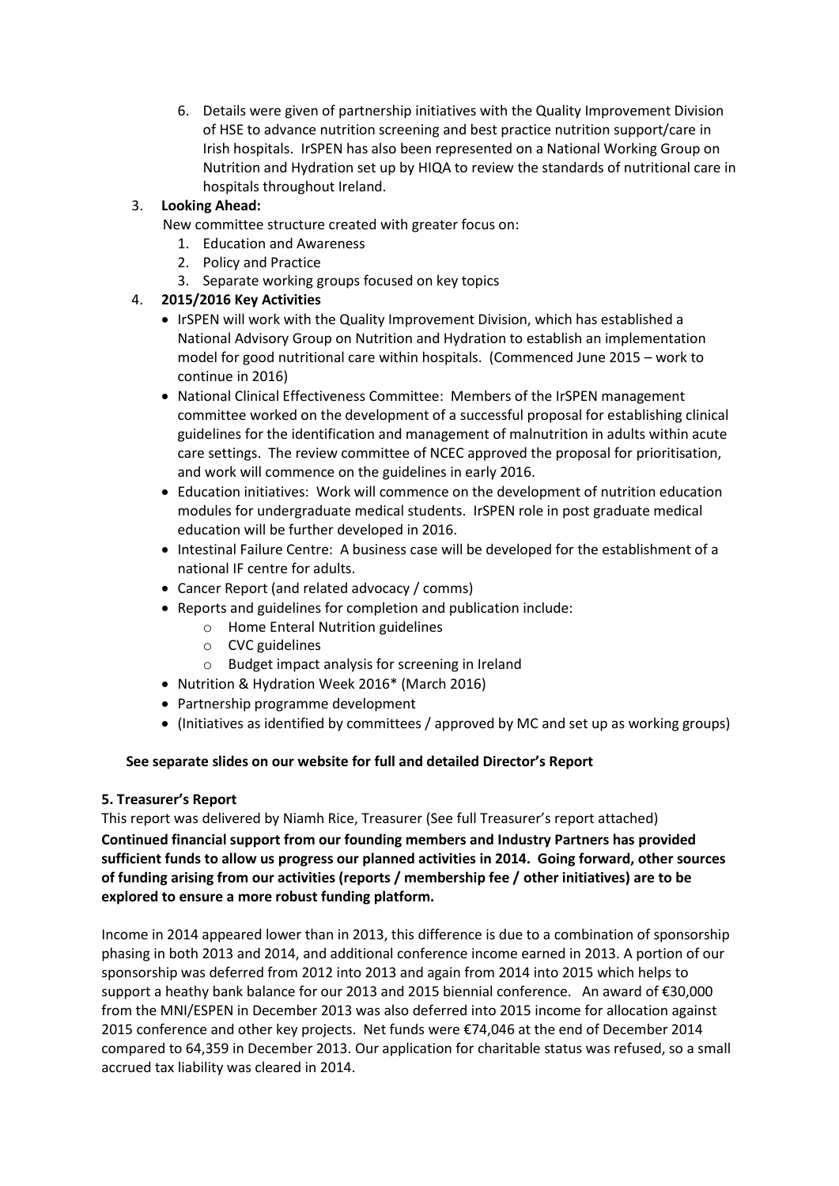6. Details were given of partnership initiatives with the Quality Improvement Division of HSE to advance nutrition screening and best practice nutrition support/care in Irish hospitals. IrSPEN has also been represented on a National Working Group on Nutrition and Hydration set up by HIQA to review the standards of nutritional care in hospitals throughout Ireland.

3. **Looking Ahead:**

   New committee structure created with greater focus on:

   1. Education and Awareness
   2. Policy and Practice
   3. Separate working groups focused on key topics

4. **2015/2016 Key Activities**

   - IrSPEN will work with the Quality Improvement Division, which has established a National Advisory Group on Nutrition and Hydration to establish an implementation model for good nutritional care within hospitals. (Commenced June 2015 – work to continue in 2016)
   - National Clinical Effectiveness Committee: Members of the IrSPEN management committee worked on the development of a successful proposal for establishing clinical guidelines for the identification and management of malnutrition in adults within acute care settings. The review committee of NCEC approved the proposal for prioritisation, and work will commence on the guidelines in early 2016.
   - Education initiatives: Work will commence on the development of nutrition education modules for undergraduate medical students. IrSPEN role in post graduate medical education will be further developed in 2016.
   - Intestinal Failure Centre: A business case will be developed for the establishment of a national IF centre for adults.
   - Cancer Report (and related advocacy / comms)
   - Reports and guidelines for completion and publication include:
     - Home Enteral Nutrition guidelines
     - CVC guidelines
     - Budget impact analysis for screening in Ireland
   - Nutrition & Hydration Week 2016* (March 2016)
   - Partnership programme development
   - (Initiatives as identified by committees / approved by MC and set up as working groups)

**See separate slides on our website for full and detailed Director's Report**

**5. Treasurer's Report**

This report was delivered by Niamh Rice, Treasurer (See full Treasurer's report attached)

**Continued financial support from our founding members and Industry Partners has provided sufficient funds to allow us progress our planned activities in 2014. Going forward, other sources of funding arising from our activities (reports / membership fee / other initiatives) are to be explored to ensure a more robust funding platform.**

Income in 2014 appeared lower than in 2013, this difference is due to a combination of sponsorship phasing in both 2013 and 2014, and additional conference income earned in 2013. A portion of our sponsorship was deferred from 2012 into 2013 and again from 2014 into 2015 which helps to support a heathy bank balance for our 2013 and 2015 biennial conference. An award of €30,000 from the MNI/ESPEN in December 2013 was also deferred into 2015 income for allocation against 2015 conference and other key projects. Net funds were €74,046 at the end of December 2014 compared to 64,359 in December 2013. Our application for charitable status was refused, so a small accrued tax liability was cleared in 2014.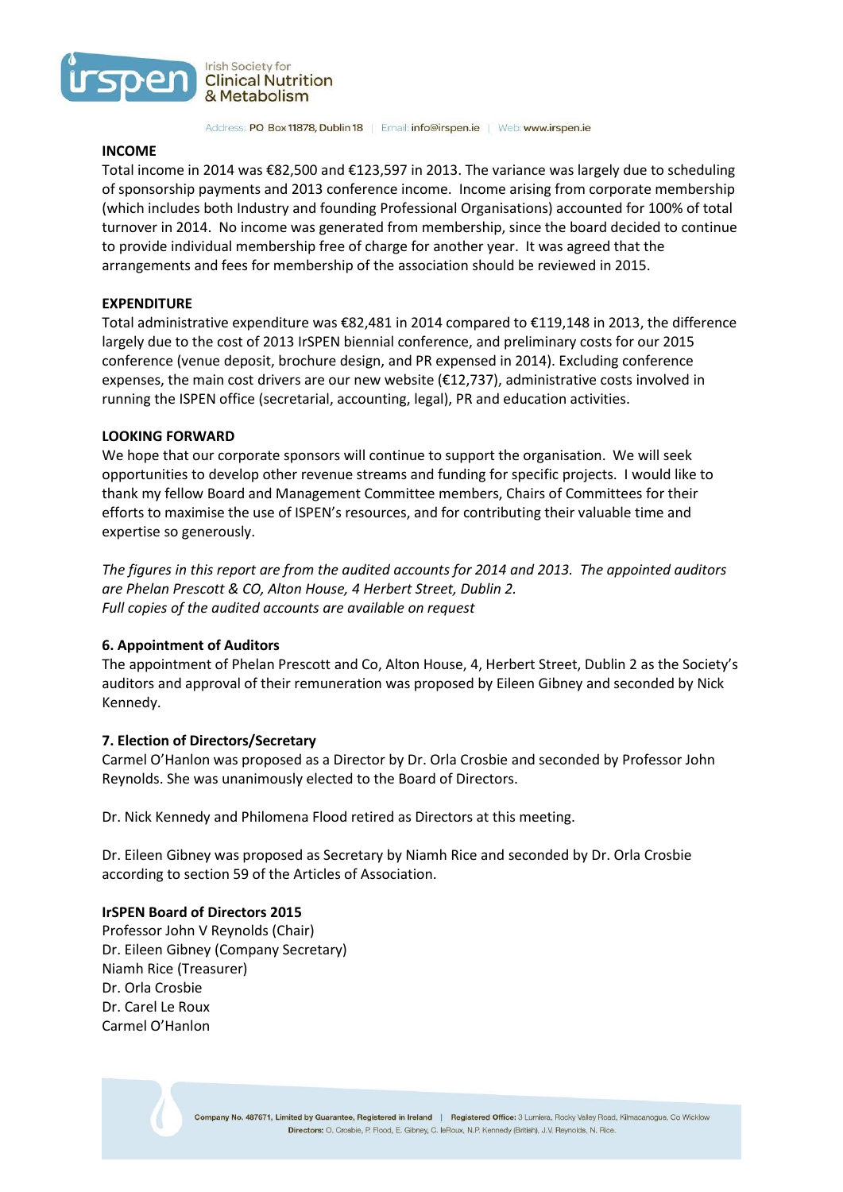**INCOME**

Total income in 2014 was €82,500 and €123,597 in 2013. The variance was largely due to scheduling of sponsorship payments and 2013 conference income. Income arising from corporate membership (which includes both Industry and founding Professional Organisations) accounted for 100% of total turnover in 2014. No income was generated from membership, since the board decided to continue to provide individual membership free of charge for another year. It was agreed that the arrangements and fees for membership of the association should be reviewed in 2015.

**EXPENDITURE**

Total administrative expenditure was €82,481 in 2014 compared to €119,148 in 2013, the difference largely due to the cost of 2013 IrSPEN biennial conference, and preliminary costs for our 2015 conference (venue deposit, brochure design, and PR expensed in 2014). Excluding conference expenses, the main cost drivers are our new website (€12,737), administrative costs involved in running the ISPEN office (secretarial, accounting, legal), PR and education activities.

**LOOKING FORWARD**

We hope that our corporate sponsors will continue to support the organisation. We will seek opportunities to develop other revenue streams and funding for specific projects. I would like to thank my fellow Board and Management Committee members, Chairs of Committees for their efforts to maximise the use of ISPEN's resources, and for contributing their valuable time and expertise so generously.

*The figures in this report are from the audited accounts for 2014 and 2013. The appointed auditors are Phelan Prescott & CO, Alton House, 4 Herbert Street, Dublin 2.*
*Full copies of the audited accounts are available on request*

**6. Appointment of Auditors**

The appointment of Phelan Prescott and Co, Alton House, 4, Herbert Street, Dublin 2 as the Society's auditors and approval of their remuneration was proposed by Eileen Gibney and seconded by Nick Kennedy.

**7. Election of Directors/Secretary**

Carmel O'Hanlon was proposed as a Director by Dr. Orla Crosbie and seconded by Professor John Reynolds. She was unanimously elected to the Board of Directors.

Dr. Nick Kennedy and Philomena Flood retired as Directors at this meeting.

Dr. Eileen Gibney was proposed as Secretary by Niamh Rice and seconded by Dr. Orla Crosbie according to section 59 of the Articles of Association.

**IrSPEN Board of Directors 2015**

Professor John V Reynolds (Chair)
Dr. Eileen Gibney (Company Secretary)
Niamh Rice (Treasurer)
Dr. Orla Crosbie
Dr. Carel Le Roux
Carmel O'Hanlon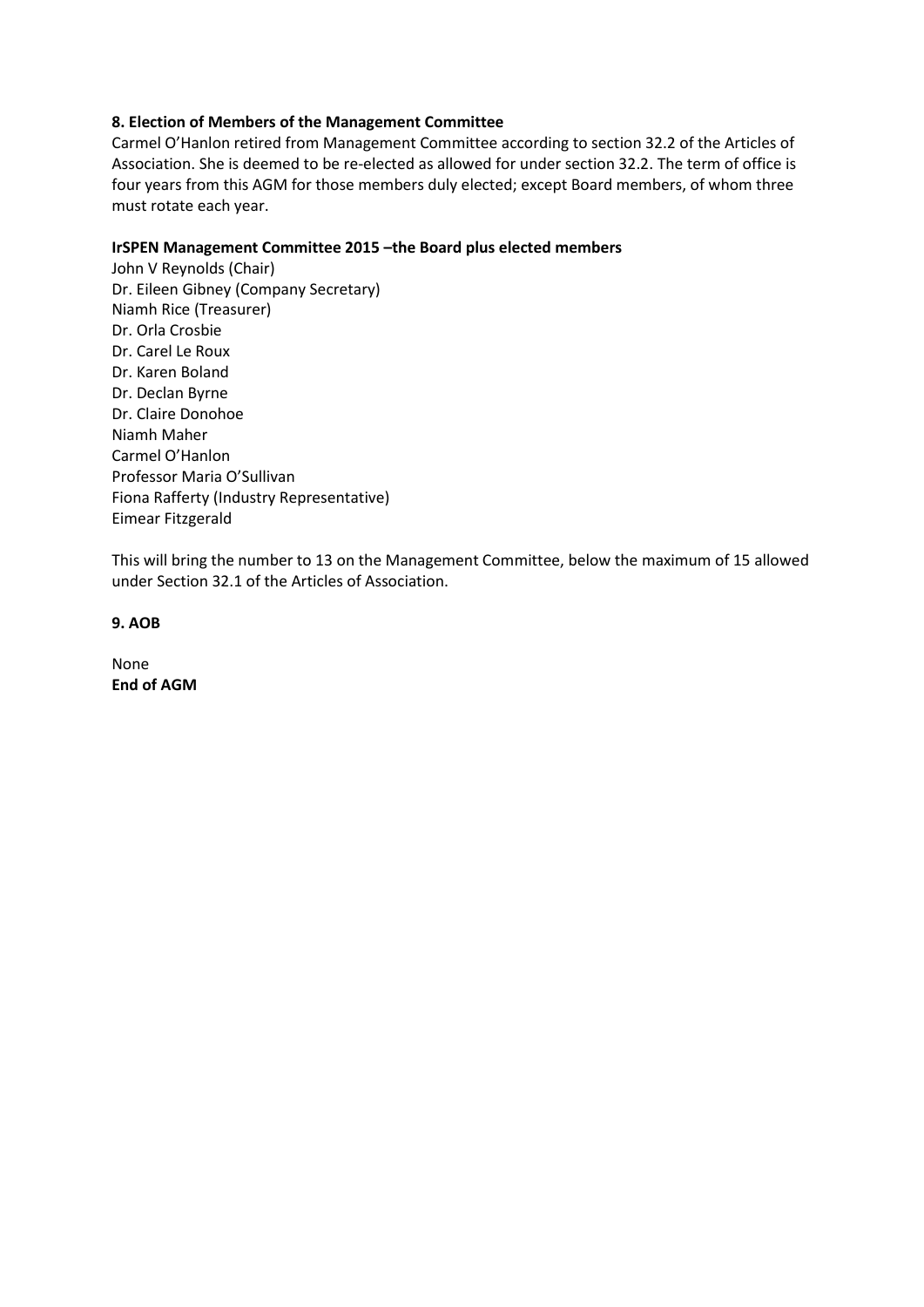**8. Election of Members of the Management Committee**

Carmel O'Hanlon retired from Management Committee according to section 32.2 of the Articles of Association. She is deemed to be re-elected as allowed for under section 32.2. The term of office is four years from this AGM for those members duly elected; except Board members, of whom three must rotate each year.

**IrSPEN Management Committee 2015 –the Board plus elected members**

John V Reynolds (Chair)
Dr. Eileen Gibney (Company Secretary)
Niamh Rice (Treasurer)
Dr. Orla Crosbie
Dr. Carel Le Roux
Dr. Karen Boland
Dr. Declan Byrne
Dr. Claire Donohoe
Niamh Maher
Carmel O'Hanlon
Professor Maria O'Sullivan
Fiona Rafferty (Industry Representative)
Eimear Fitzgerald

This will bring the number to 13 on the Management Committee, below the maximum of 15 allowed under Section 32.1 of the Articles of Association.

**9. AOB**

None
**End of AGM**